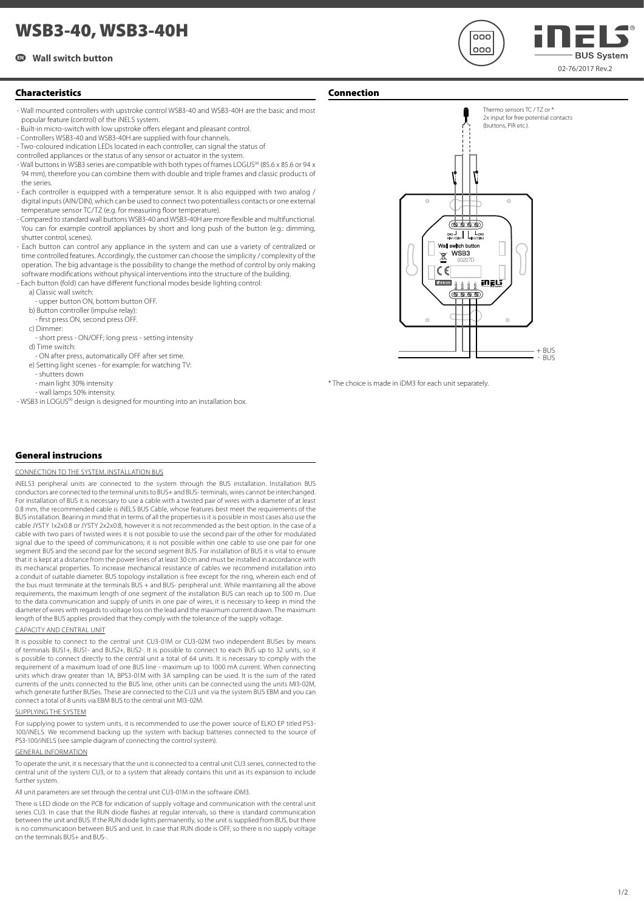# WSB3-40, WSB3-40H

**EN Wall switch button**

iNELS BUS System

02-76/2017 Rev.2

## Characteristics

- Wall mounted controllers with upstroke control WSB3-40 and WSB3-40H are the basic and most popular feature (control) of the iNELS system.
- Built-in micro-switch with low upstroke offers elegant and pleasant control.
- Controllers WSB3-40 and WSB3-40H are supplied with four channels.
- Two-coloured indication LEDs located in each controller, can signal the status of controlled appliances or the status of any sensor or actuator in the system.
- Wall buttons in WSB3 series are compatible with both types of frames LOGUS[90] (85.6 x 85.6 or 94 x 94 mm), therefore you can combine them with double and triple frames and classic products of the series.
- Each controller is equipped with a temperature sensor. It is also equipped with two analog / digital inputs (AIN/DIN), which can be used to connect two potentialless contacts or one external temperature sensor TC/TZ (e.g. for measuring floor temperature).
- Compared to standard wall buttons WSB3-40 and WSB3-40H are more flexible and multifunctional. You can for example controll appliances by short and long push of the button (e.g.: dimming, shutter control, scenes).
- Each button can control any appliance in the system and can use a variety of centralized or time controlled features. Accordingly, the customer can choose the simplicity / complexity of the operation. The big advantage is the possibility to change the method of control by only making software modifications without physical interventions into the structure of the building.
- Each button (fold) can have different functional modes beside lighting control:
  - a) Classic wall switch:
    - upper button ON, bottom button OFF.
  - b) Button controller (impulse relay):
    - first press ON, second press OFF.
  - c) Dimmer:
    - short press - ON/OFF; long press - setting intensity
  - d) Time switch:
    - ON after press, automatically OFF after set time.
  - e) Setting light scenes - for example: for watching TV:
    - shutters down
    - main light 30% intensity
    - wall lamps 50% intensity.
- WSB3 in LOGUS[90] design is designed for mounting into an installation box.

## Connection

Thermo sensors TC / TZ or *
2x input for free potential contacts (buttons, PIR etc.).

GND AIN1/DIN1 AIN2/DIN2 GND

Wall switch button WSB3 00207D

BUS+ BUS+ BUS- BUS-

+ BUS
- BUS

\* The choice is made in iDM3 for each unit separately.

## General instrucions

CONNECTION TO THE SYSTEM, INSTALLATION BUS

iNELS3 peripheral units are connected to the system through the BUS installation. Installation BUS conductors are connected to the terminal units to BUS+ and BUS- terminals, wires cannot be interchanged. For installation of BUS it is necessary to use a cable with a twisted pair of wires with a diameter of at least 0.8 mm, the recommended cable is iNELS BUS Cable, whose features best meet the requirements of the BUS installation. Bearing in mind that in terms of all the properties is it is possible in most cases also use the cable JYSTY 1x2x0.8 or JYSTY 2x2x0.8, however it is not recommended as the best option. In the case of a cable with two pairs of twisted wires it is not possible to use the second pair of the other for modulated signal due to the speed of communications; it is not possible within one cable to use one pair for one segment BUS and the second pair for the second segment BUS. For installation of BUS it is vital to ensure that it is kept at a distance from the power lines of at least 30 cm and must be installed in accordance with its mechanical properties. To increase mechanical resistance of cables we recommend installation into a conduit of suitable diameter. BUS topology installation is free except for the ring, wherein each end of the bus must terminate at the terminals BUS + and BUS- peripheral unit. While maintaining all the above requirements, the maximum length of one segment of the installation BUS can reach up to 500 m. Due to the data communication and supply of units in one pair of wires, it is necessary to keep in mind the diameter of wires with regards to voltage loss on the lead and the maximum current drawn. The maximum length of the BUS applies provided that they comply with the tolerance of the supply voltage.

CAPACITY AND CENTRAL UNIT

It is possible to connect to the central unit CU3-01M or CU3-02M two independent BUSes by means of terminals BUS1+, BUS1- and BUS2+, BUS2-. It is possible to connect to each BUS up to 32 units, so it is possible to connect directly to the central unit a total of 64 units. It is necessary to comply with the requirement of a maximum load of one BUS line - maximum up to 1000 mA current. When connecting units which draw greater than 1A, BPS3-01M with 3A sampling can be used. It is the sum of the rated currents of the units connected to the BUS line, other units can be connected using the units MI3-02M, which generate further BUSes. These are connected to the CU3 unit via the system BUS EBM and you can connect a total of 8 units via EBM BUS to the central unit MI3-02M.

SUPPLYING THE SYSTEM

For supplying power to system units, it is recommended to use the power source of ELKO EP titled PS3-100/iNELS. We recommend backing up the system with backup batteries connected to the source of PS3-100/iNELS (see sample diagram of connecting the control system).

GENERAL INFORMATION

To operate the unit, it is necessary that the unit is connected to a central unit CU3 series, connected to the central unit of the system CU3, or to a system that already contains this unit as its expansion to include further system.

All unit parameters are set through the central unit CU3-01M in the software iDM3.

There is LED diode on the PCB for indication of supply voltage and communication with the central unit series CU3. In case that the RUN diode flashes at regular intervals, so there is standard communication between the unit and BUS. If the RUN diode lights permanently, so the unit is supplied from BUS, but there is no communication between BUS and unit. In case that RUN diode is OFF, so there is no supply voltage on the terminals BUS+ and BUS-.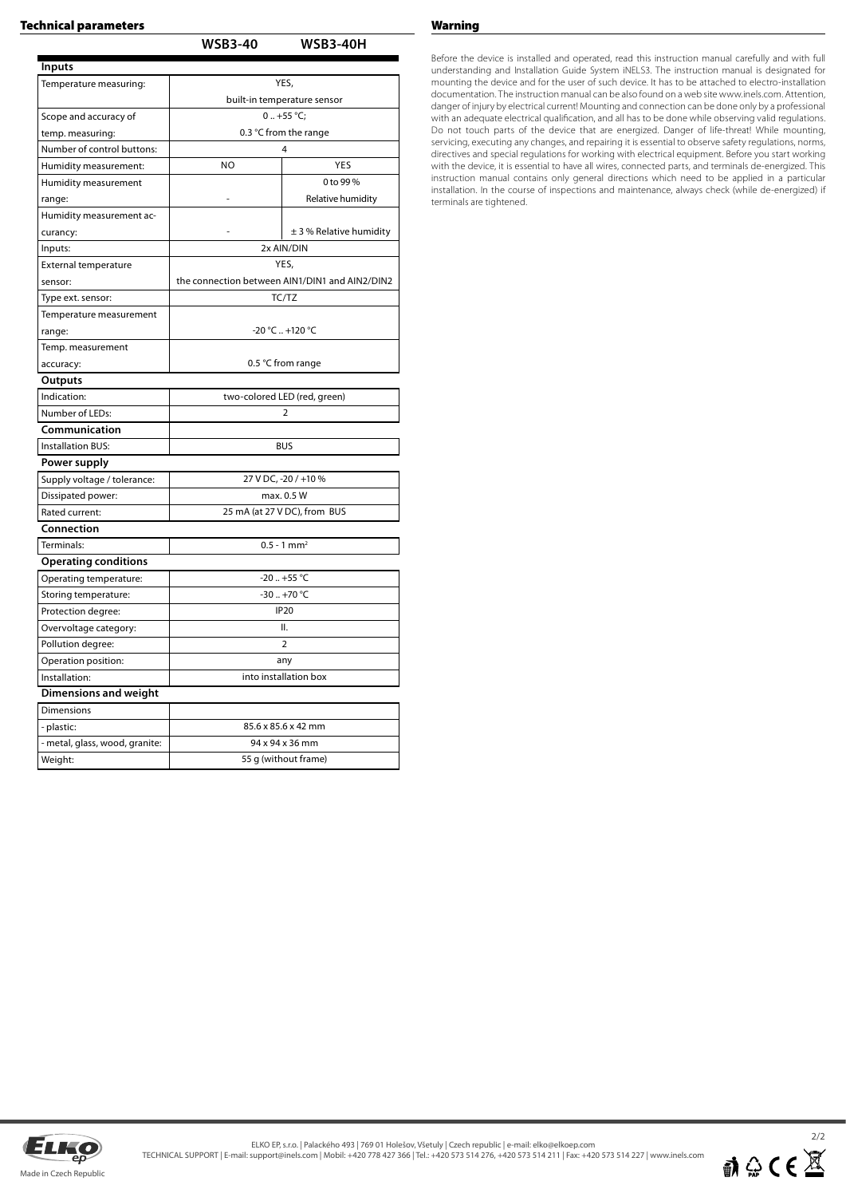## Technical parameters

| | WSB3-40 | WSB3-40H |
|---|---|---|
| **Inputs** | | |
| Temperature measuring: | YES, built-in temperature sensor | |
| Scope and accuracy of temp. measuring: | 0 .. +55 °C; 0.3 °C from the range | |
| Number of control buttons: | 4 | |
| Humidity measurement: | NO | YES |
| Humidity measurement range: | - | 0 to 99 % Relative humidity |
| Humidity measurement accurancy: | - | ± 3 % Relative humidity |
| Inputs: | 2x AIN/DIN | |
| External temperature sensor: | YES, the connection between AIN1/DIN1 and AIN2/DIN2 | |
| Type ext. sensor: | TC/TZ | |
| Temperature measurement range: | -20 °C .. +120 °C | |
| Temp. measurement accuracy: | 0.5 °C from range | |
| **Outputs** | | |
| Indication: | two-colored LED (red, green) | |
| Number of LEDs: | 2 | |
| **Communication** | | |
| Installation BUS: | BUS | |
| **Power supply** | | |
| Supply voltage / tolerance: | 27 V DC, -20 / +10 % | |
| Dissipated power: | max. 0.5 W | |
| Rated current: | 25 mA (at 27 V DC), from BUS | |
| **Connection** | | |
| Terminals: | 0.5 - 1 mm² | |
| **Operating conditions** | | |
| Operating temperature: | -20 .. +55 °C | |
| Storing temperature: | -30 .. +70 °C | |
| Protection degree: | IP20 | |
| Overvoltage category: | II. | |
| Pollution degree: | 2 | |
| Operation position: | any | |
| Installation: | into installation box | |
| **Dimensions and weight** | | |
| Dimensions | | |
| - plastic: | 85.6 x 85.6 x 42 mm | |
| - metal, glass, wood, granite: | 94 x 94 x 36 mm | |
| Weight: | 55 g (without frame) | |

## Warning

Before the device is installed and operated, read this instruction manual carefully and with full understanding and Installation Guide System iNELS3. The instruction manual is designated for mounting the device and for the user of such device. It has to be attached to electro-installation documentation. The instruction manual can be also found on a web site www.inels.com. Attention, danger of injury by electrical current! Mounting and connection can be done only by a professional with an adequate electrical qualification, and all has to be done while observing valid regulations. Do not touch parts of the device that are energized. Danger of life-threat! While mounting, servicing, executing any changes, and repairing it is essential to observe safety regulations, norms, directives and special regulations for working with electrical equipment. Before you start working with the device, it is essential to have all wires, connected parts, and terminals de-energized. This instruction manual contains only general directions which need to be applied in a particular installation. In the course of inspections and maintenance, always check (while de-energized) if terminals are tightened.

Made in Czech Republic

ELKO EP, s.r.o. | Palackého 493 | 769 01 Holešov, Všetuly | Czech republic | e-mail: elko@elkoep.com
TECHNICAL SUPPORT | E-mail: support@inels.com | Mobil: +420 778 427 366 | Tel.: +420 573 514 276, +420 573 514 211 | Fax: +420 573 514 227 | www.inels.com